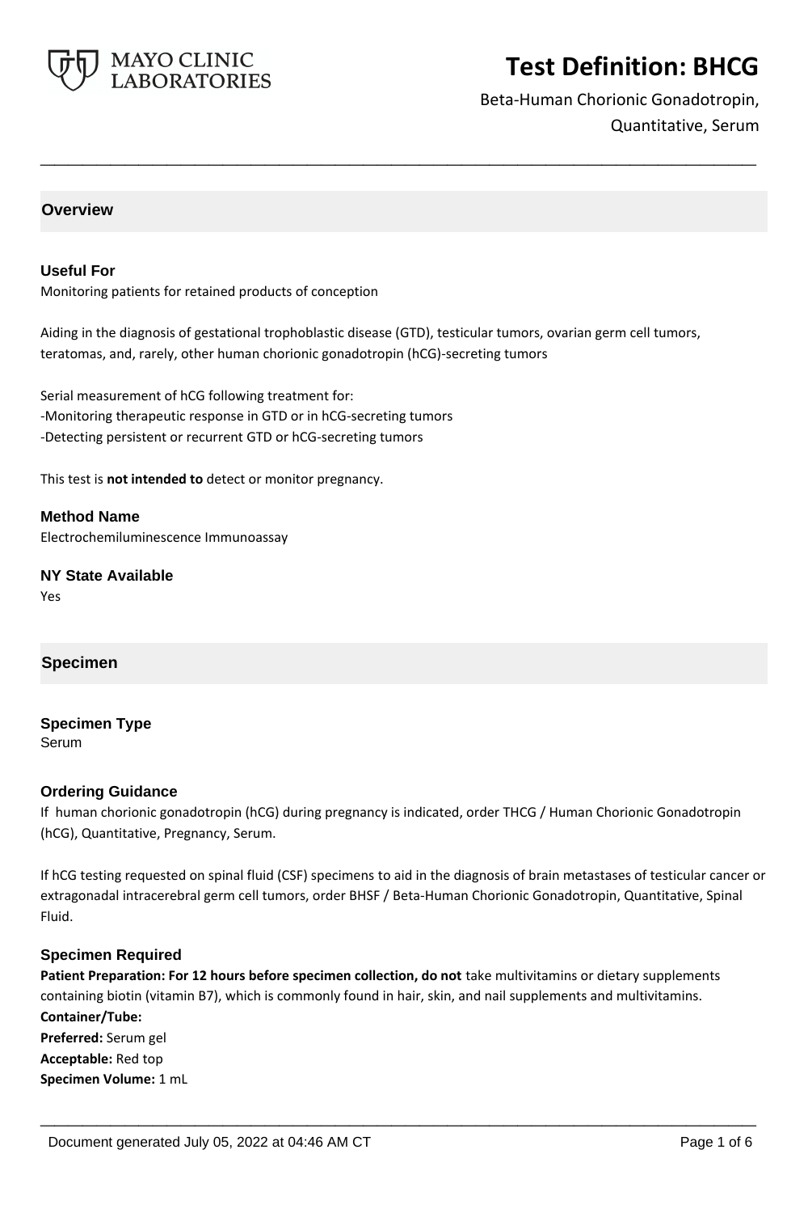# Test Definition: BHCG

Beta-Human Chorionic Gonadotropin, Quantitative, Serum

## Overview

### Useful For

Monitoring patients for retained products of conception

Aiding in the diagnosis of gestational trophoblastic disease (GTD), testicular tumors, ovarian germ cell tumors, teratomas, and, rarely, other human chorionic gonadotropin (hCG)-secreting tumors

Serial measurement of hCG following treatment for:
-Monitoring therapeutic response in GTD or in hCG-secreting tumors
-Detecting persistent or recurrent GTD or hCG-secreting tumors

This test is **not intended to** detect or monitor pregnancy.

### Method Name

Electrochemiluminescence Immunoassay

### NY State Available

Yes

## Specimen

### Specimen Type

Serum

### Ordering Guidance

If human chorionic gonadotropin (hCG) during pregnancy is indicated, order THCG / Human Chorionic Gonadotropin (hCG), Quantitative, Pregnancy, Serum.

If hCG testing requested on spinal fluid (CSF) specimens to aid in the diagnosis of brain metastases of testicular cancer or extragonadal intracerebral germ cell tumors, order BHSF / Beta-Human Chorionic Gonadotropin, Quantitative, Spinal Fluid.

### Specimen Required

**Patient Preparation: For 12 hours before specimen collection, do not** take multivitamins or dietary supplements containing biotin (vitamin B7), which is commonly found in hair, skin, and nail supplements and multivitamins.
**Container/Tube:**
**Preferred:** Serum gel
**Acceptable:** Red top
**Specimen Volume:** 1 mL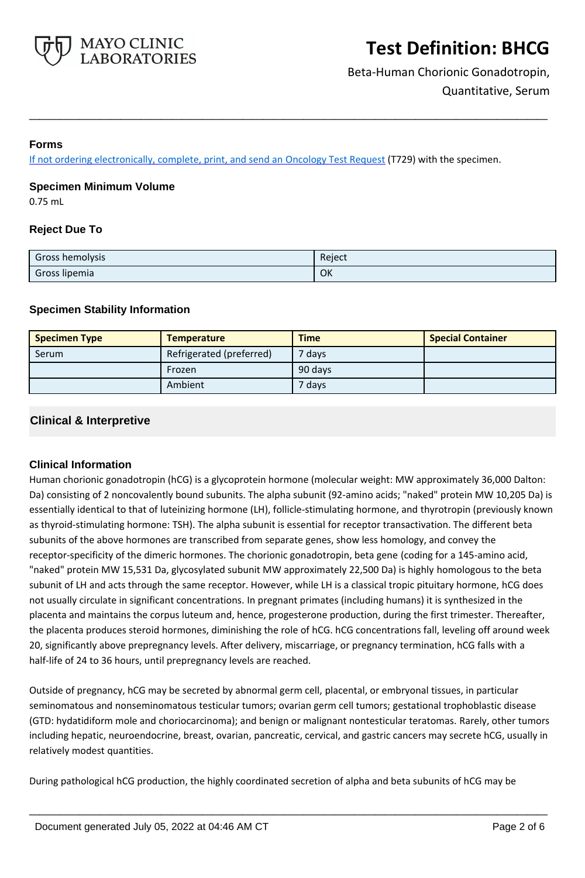### Forms

[If not ordering electronically, complete, print, and send an Oncology Test Request](#) (T729) with the specimen.

### Specimen Minimum Volume

0.75 mL

### Reject Due To

| | |
|---|---|
| Gross hemolysis | Reject |
| Gross lipemia | OK |

### Specimen Stability Information

| Specimen Type | Temperature | Time | Special Container |
|---|---|---|---|
| Serum | Refrigerated (preferred) | 7 days | |
| | Frozen | 90 days | |
| | Ambient | 7 days | |

## Clinical & Interpretive

### Clinical Information

Human chorionic gonadotropin (hCG) is a glycoprotein hormone (molecular weight: MW approximately 36,000 Dalton: Da) consisting of 2 noncovalently bound subunits. The alpha subunit (92-amino acids; "naked" protein MW 10,205 Da) is essentially identical to that of luteinizing hormone (LH), follicle-stimulating hormone, and thyrotropin (previously known as thyroid-stimulating hormone: TSH). The alpha subunit is essential for receptor transactivation. The different beta subunits of the above hormones are transcribed from separate genes, show less homology, and convey the receptor-specificity of the dimeric hormones. The chorionic gonadotropin, beta gene (coding for a 145-amino acid, "naked" protein MW 15,531 Da, glycosylated subunit MW approximately 22,500 Da) is highly homologous to the beta subunit of LH and acts through the same receptor. However, while LH is a classical tropic pituitary hormone, hCG does not usually circulate in significant concentrations. In pregnant primates (including humans) it is synthesized in the placenta and maintains the corpus luteum and, hence, progesterone production, during the first trimester. Thereafter, the placenta produces steroid hormones, diminishing the role of hCG. hCG concentrations fall, leveling off around week 20, significantly above prepregnancy levels. After delivery, miscarriage, or pregnancy termination, hCG falls with a half-life of 24 to 36 hours, until prepregnancy levels are reached.

Outside of pregnancy, hCG may be secreted by abnormal germ cell, placental, or embryonal tissues, in particular seminomatous and nonseminomatous testicular tumors; ovarian germ cell tumors; gestational trophoblastic disease (GTD: hydatidiform mole and choriocarcinoma); and benign or malignant nontesticular teratomas. Rarely, other tumors including hepatic, neuroendocrine, breast, ovarian, pancreatic, cervical, and gastric cancers may secrete hCG, usually in relatively modest quantities.

During pathological hCG production, the highly coordinated secretion of alpha and beta subunits of hCG may be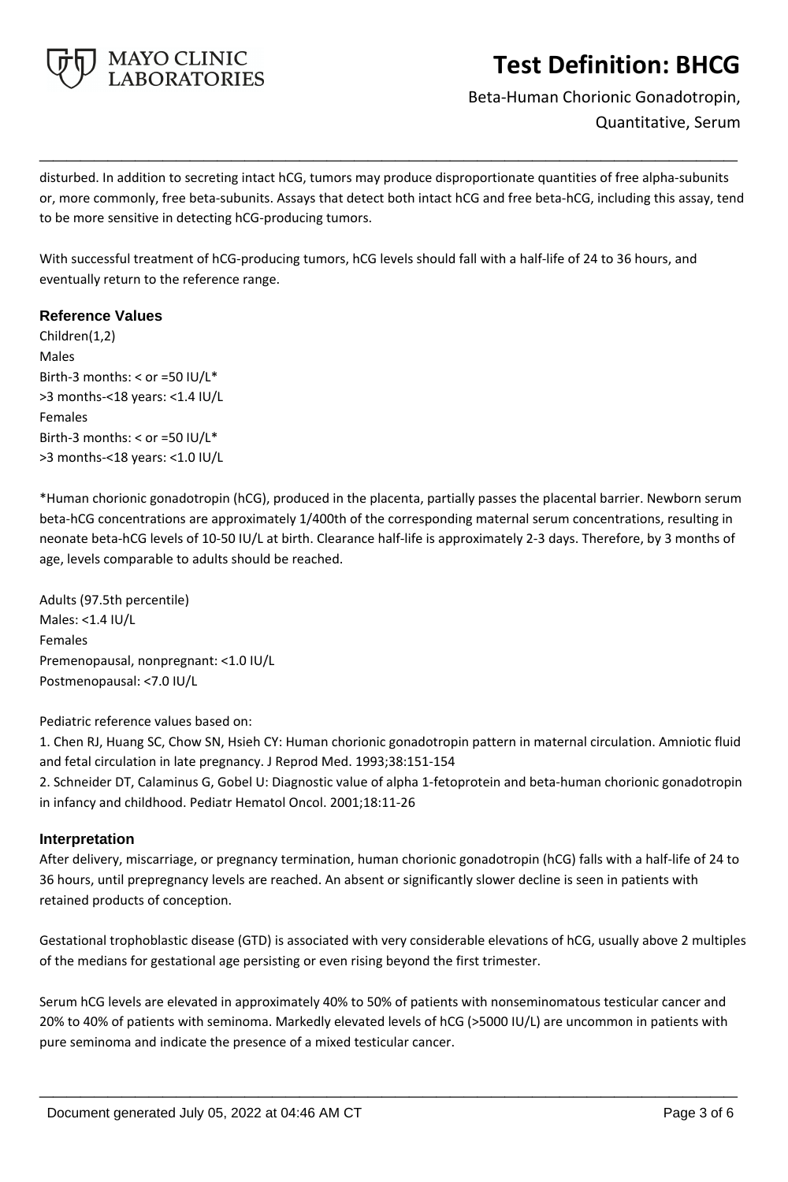disturbed. In addition to secreting intact hCG, tumors may produce disproportionate quantities of free alpha-subunits or, more commonly, free beta-subunits. Assays that detect both intact hCG and free beta-hCG, including this assay, tend to be more sensitive in detecting hCG-producing tumors.

With successful treatment of hCG-producing tumors, hCG levels should fall with a half-life of 24 to 36 hours, and eventually return to the reference range.

## Reference Values

Children(1,2)
Males
Birth-3 months: < or =50 IU/L*
>3 months-<18 years: <1.4 IU/L
Females
Birth-3 months: < or =50 IU/L*
>3 months-<18 years: <1.0 IU/L

*Human chorionic gonadotropin (hCG), produced in the placenta, partially passes the placental barrier. Newborn serum beta-hCG concentrations are approximately 1/400th of the corresponding maternal serum concentrations, resulting in neonate beta-hCG levels of 10-50 IU/L at birth. Clearance half-life is approximately 2-3 days. Therefore, by 3 months of age, levels comparable to adults should be reached.

Adults (97.5th percentile)
Males: <1.4 IU/L
Females
Premenopausal, nonpregnant: <1.0 IU/L
Postmenopausal: <7.0 IU/L

Pediatric reference values based on:
1. Chen RJ, Huang SC, Chow SN, Hsieh CY: Human chorionic gonadotropin pattern in maternal circulation. Amniotic fluid and fetal circulation in late pregnancy. J Reprod Med. 1993;38:151-154
2. Schneider DT, Calaminus G, Gobel U: Diagnostic value of alpha 1-fetoprotein and beta-human chorionic gonadotropin in infancy and childhood. Pediatr Hematol Oncol. 2001;18:11-26

## Interpretation

After delivery, miscarriage, or pregnancy termination, human chorionic gonadotropin (hCG) falls with a half-life of 24 to 36 hours, until prepregnancy levels are reached. An absent or significantly slower decline is seen in patients with retained products of conception.

Gestational trophoblastic disease (GTD) is associated with very considerable elevations of hCG, usually above 2 multiples of the medians for gestational age persisting or even rising beyond the first trimester.

Serum hCG levels are elevated in approximately 40% to 50% of patients with nonseminomatous testicular cancer and 20% to 40% of patients with seminoma. Markedly elevated levels of hCG (>5000 IU/L) are uncommon in patients with pure seminoma and indicate the presence of a mixed testicular cancer.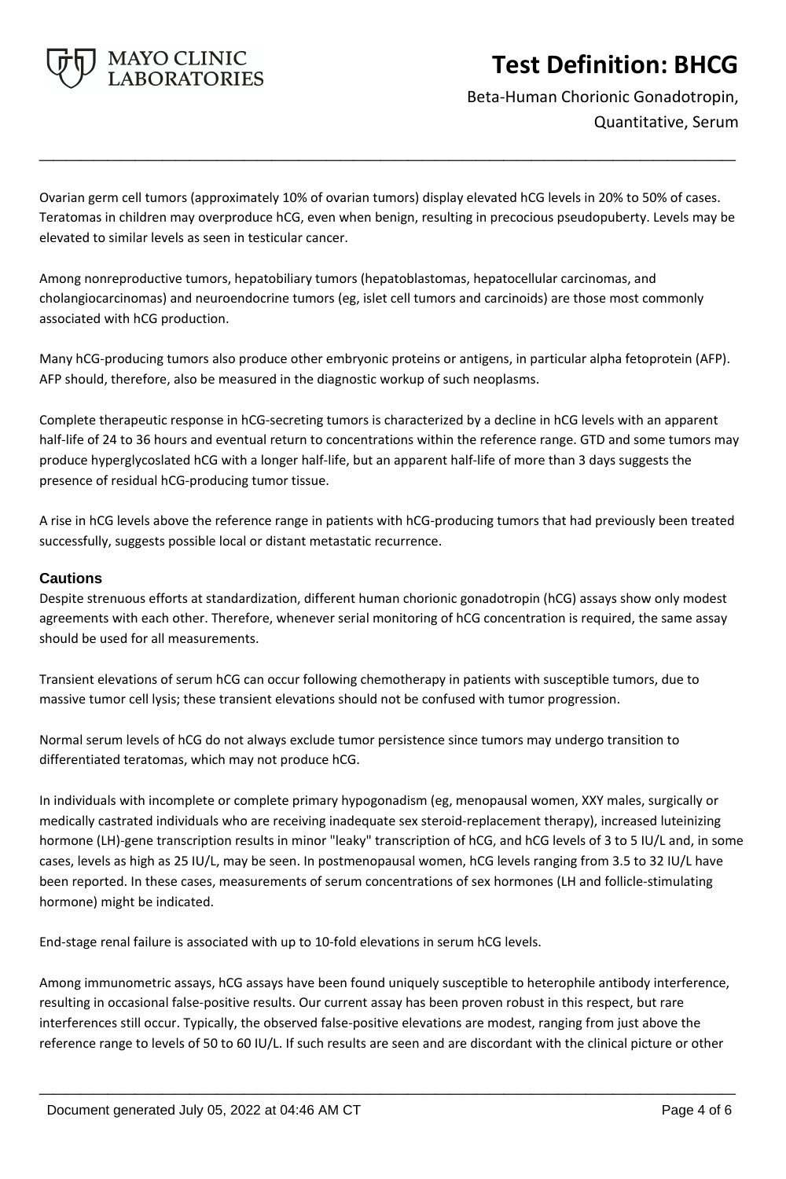Ovarian germ cell tumors (approximately 10% of ovarian tumors) display elevated hCG levels in 20% to 50% of cases. Teratomas in children may overproduce hCG, even when benign, resulting in precocious pseudopuberty. Levels may be elevated to similar levels as seen in testicular cancer.

Among nonreproductive tumors, hepatobiliary tumors (hepatoblastomas, hepatocellular carcinomas, and cholangiocarcinomas) and neuroendocrine tumors (eg, islet cell tumors and carcinoids) are those most commonly associated with hCG production.

Many hCG-producing tumors also produce other embryonic proteins or antigens, in particular alpha fetoprotein (AFP). AFP should, therefore, also be measured in the diagnostic workup of such neoplasms.

Complete therapeutic response in hCG-secreting tumors is characterized by a decline in hCG levels with an apparent half-life of 24 to 36 hours and eventual return to concentrations within the reference range. GTD and some tumors may produce hyperglycoslated hCG with a longer half-life, but an apparent half-life of more than 3 days suggests the presence of residual hCG-producing tumor tissue.

A rise in hCG levels above the reference range in patients with hCG-producing tumors that had previously been treated successfully, suggests possible local or distant metastatic recurrence.

### Cautions

Despite strenuous efforts at standardization, different human chorionic gonadotropin (hCG) assays show only modest agreements with each other. Therefore, whenever serial monitoring of hCG concentration is required, the same assay should be used for all measurements.

Transient elevations of serum hCG can occur following chemotherapy in patients with susceptible tumors, due to massive tumor cell lysis; these transient elevations should not be confused with tumor progression.

Normal serum levels of hCG do not always exclude tumor persistence since tumors may undergo transition to differentiated teratomas, which may not produce hCG.

In individuals with incomplete or complete primary hypogonadism (eg, menopausal women, XXY males, surgically or medically castrated individuals who are receiving inadequate sex steroid-replacement therapy), increased luteinizing hormone (LH)-gene transcription results in minor "leaky" transcription of hCG, and hCG levels of 3 to 5 IU/L and, in some cases, levels as high as 25 IU/L, may be seen. In postmenopausal women, hCG levels ranging from 3.5 to 32 IU/L have been reported. In these cases, measurements of serum concentrations of sex hormones (LH and follicle-stimulating hormone) might be indicated.

End-stage renal failure is associated with up to 10-fold elevations in serum hCG levels.

Among immunometric assays, hCG assays have been found uniquely susceptible to heterophile antibody interference, resulting in occasional false-positive results. Our current assay has been proven robust in this respect, but rare interferences still occur. Typically, the observed false-positive elevations are modest, ranging from just above the reference range to levels of 50 to 60 IU/L. If such results are seen and are discordant with the clinical picture or other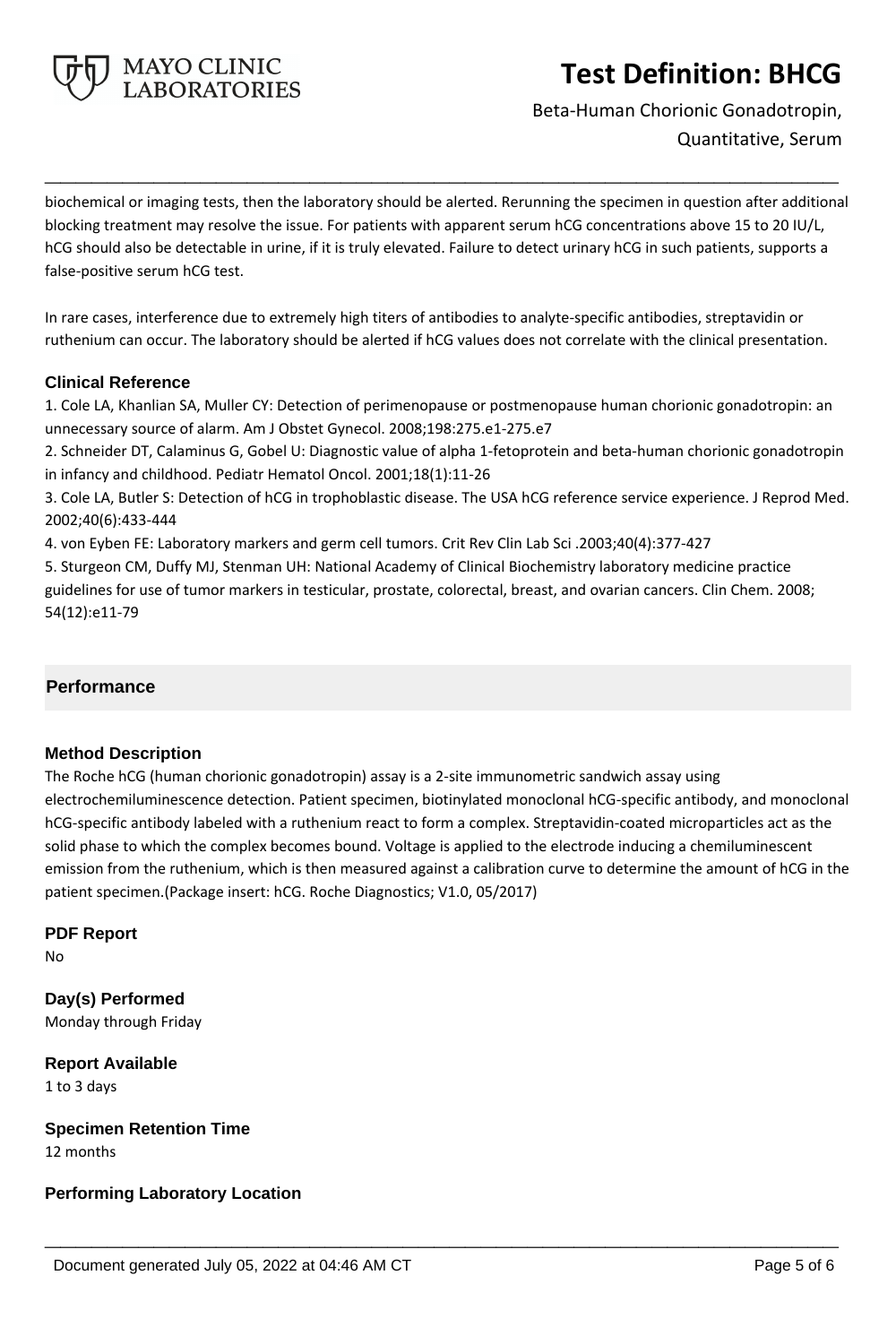biochemical or imaging tests, then the laboratory should be alerted. Rerunning the specimen in question after additional blocking treatment may resolve the issue. For patients with apparent serum hCG concentrations above 15 to 20 IU/L, hCG should also be detectable in urine, if it is truly elevated. Failure to detect urinary hCG in such patients, supports a false-positive serum hCG test.

In rare cases, interference due to extremely high titers of antibodies to analyte-specific antibodies, streptavidin or ruthenium can occur. The laboratory should be alerted if hCG values does not correlate with the clinical presentation.

### Clinical Reference

1. Cole LA, Khanlian SA, Muller CY: Detection of perimenopause or postmenopause human chorionic gonadotropin: an unnecessary source of alarm. Am J Obstet Gynecol. 2008;198:275.e1-275.e7
2. Schneider DT, Calaminus G, Gobel U: Diagnostic value of alpha 1-fetoprotein and beta-human chorionic gonadotropin in infancy and childhood. Pediatr Hematol Oncol. 2001;18(1):11-26
3. Cole LA, Butler S: Detection of hCG in trophoblastic disease. The USA hCG reference service experience. J Reprod Med. 2002;40(6):433-444
4. von Eyben FE: Laboratory markers and germ cell tumors. Crit Rev Clin Lab Sci .2003;40(4):377-427
5. Sturgeon CM, Duffy MJ, Stenman UH: National Academy of Clinical Biochemistry laboratory medicine practice guidelines for use of tumor markers in testicular, prostate, colorectal, breast, and ovarian cancers. Clin Chem. 2008; 54(12):e11-79

## Performance

### Method Description

The Roche hCG (human chorionic gonadotropin) assay is a 2-site immunometric sandwich assay using electrochemiluminescence detection. Patient specimen, biotinylated monoclonal hCG-specific antibody, and monoclonal hCG-specific antibody labeled with a ruthenium react to form a complex. Streptavidin-coated microparticles act as the solid phase to which the complex becomes bound. Voltage is applied to the electrode inducing a chemiluminescent emission from the ruthenium, which is then measured against a calibration curve to determine the amount of hCG in the patient specimen.(Package insert: hCG. Roche Diagnostics; V1.0, 05/2017)

### PDF Report

No

### Day(s) Performed

Monday through Friday

### Report Available

1 to 3 days

### Specimen Retention Time

12 months

### Performing Laboratory Location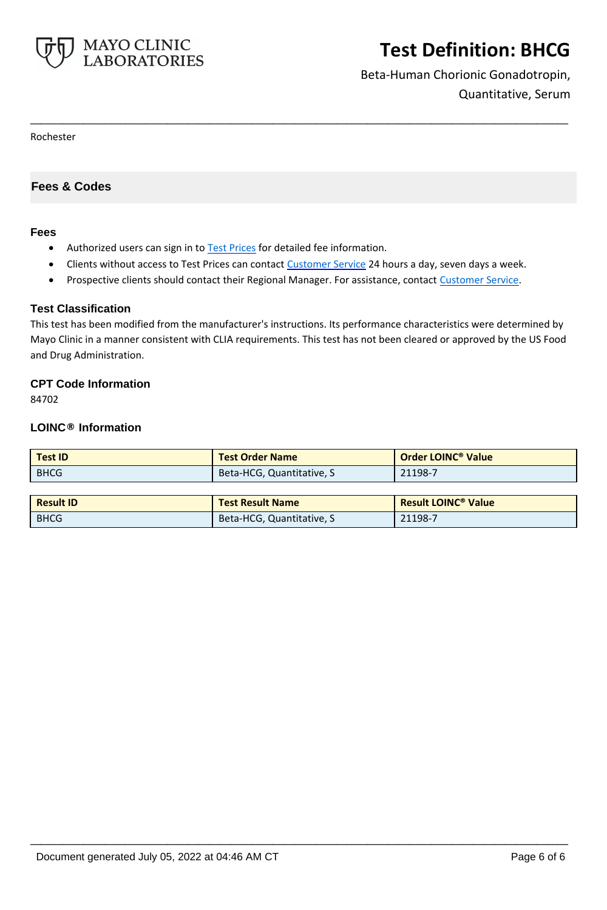Rochester

## Fees & Codes

### Fees

- Authorized users can sign in to Test Prices for detailed fee information.
- Clients without access to Test Prices can contact Customer Service 24 hours a day, seven days a week.
- Prospective clients should contact their Regional Manager. For assistance, contact Customer Service.

### Test Classification

This test has been modified from the manufacturer's instructions. Its performance characteristics were determined by Mayo Clinic in a manner consistent with CLIA requirements. This test has not been cleared or approved by the US Food and Drug Administration.

### CPT Code Information

84702

### LOINC® Information

| Test ID | Test Order Name | Order LOINC® Value |
|---|---|---|
| BHCG | Beta-HCG, Quantitative, S | 21198-7 |

| Result ID | Test Result Name | Result LOINC® Value |
|---|---|---|
| BHCG | Beta-HCG, Quantitative, S | 21198-7 |